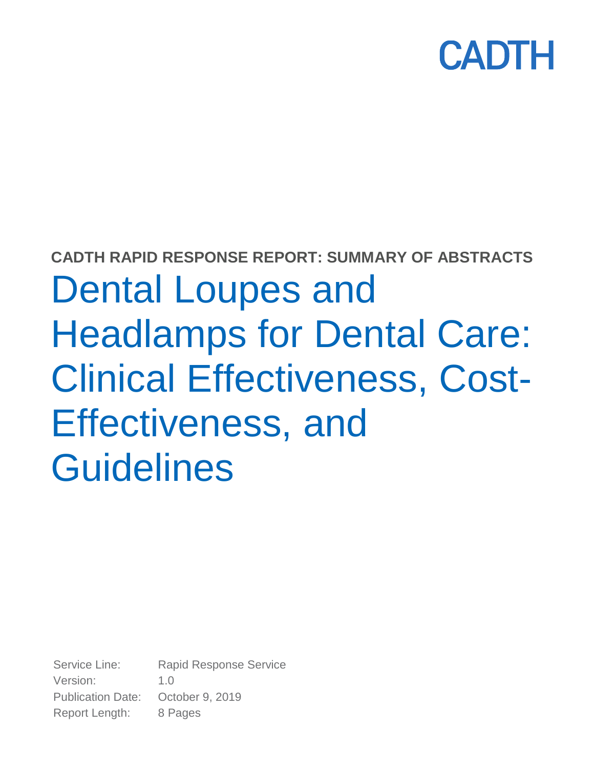CADTH

**CADTH RAPID RESPONSE REPORT: SUMMARY OF ABSTRACTS**

# Dental Loupes and Headlamps for Dental Care: Clinical Effectiveness, Cost-Effectiveness, and Guidelines

Service Line: Rapid Response Service
Version: 1.0
Publication Date: October 9, 2019
Report Length: 8 Pages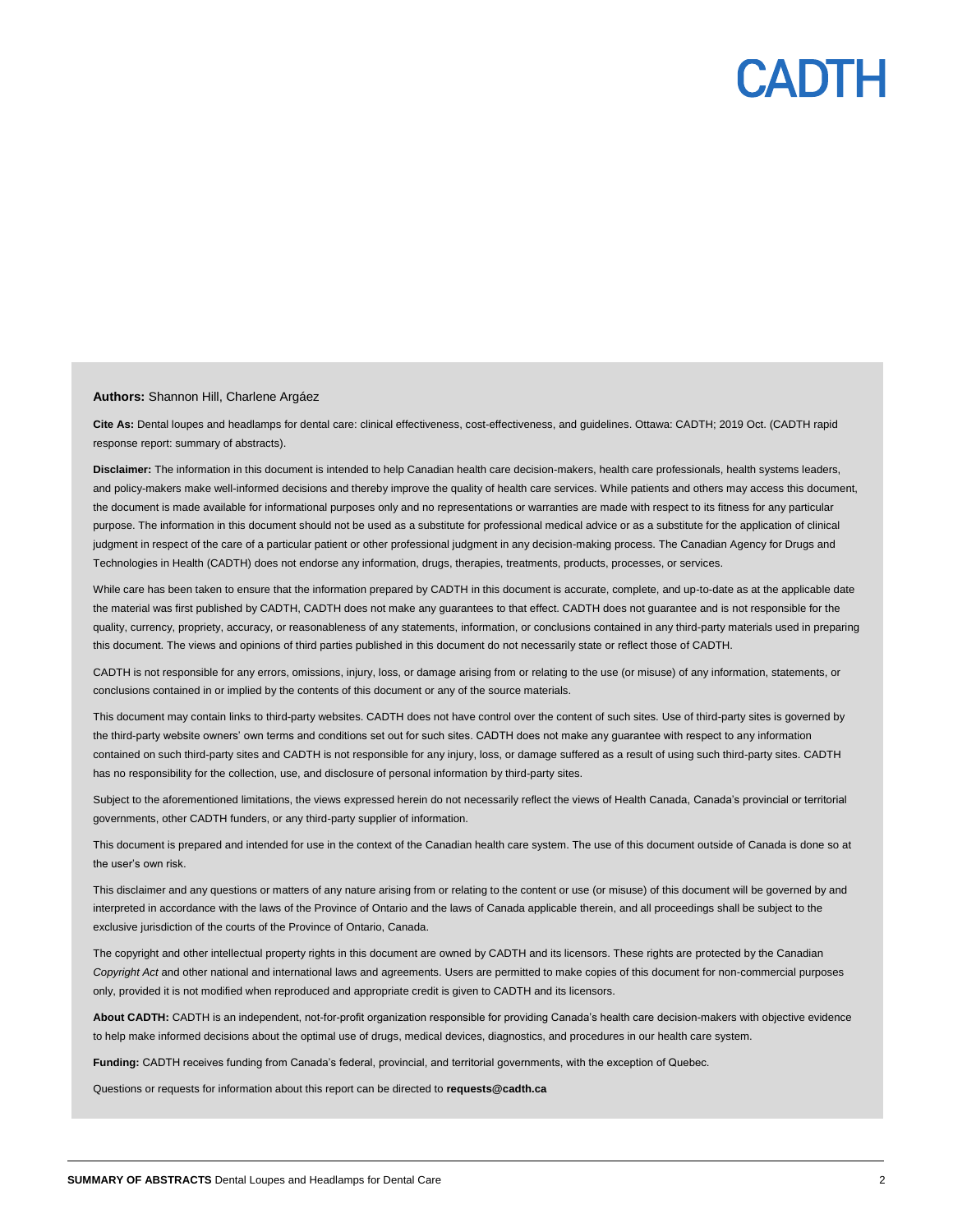**Authors:** Shannon Hill, Charlene Argáez

**Cite As:** Dental loupes and headlamps for dental care: clinical effectiveness, cost-effectiveness, and guidelines. Ottawa: CADTH; 2019 Oct. (CADTH rapid response report: summary of abstracts).

**Disclaimer:** The information in this document is intended to help Canadian health care decision-makers, health care professionals, health systems leaders, and policy-makers make well-informed decisions and thereby improve the quality of health care services. While patients and others may access this document, the document is made available for informational purposes only and no representations or warranties are made with respect to its fitness for any particular purpose. The information in this document should not be used as a substitute for professional medical advice or as a substitute for the application of clinical judgment in respect of the care of a particular patient or other professional judgment in any decision-making process. The Canadian Agency for Drugs and Technologies in Health (CADTH) does not endorse any information, drugs, therapies, treatments, products, processes, or services.

While care has been taken to ensure that the information prepared by CADTH in this document is accurate, complete, and up-to-date as at the applicable date the material was first published by CADTH, CADTH does not make any guarantees to that effect. CADTH does not guarantee and is not responsible for the quality, currency, propriety, accuracy, or reasonableness of any statements, information, or conclusions contained in any third-party materials used in preparing this document. The views and opinions of third parties published in this document do not necessarily state or reflect those of CADTH.

CADTH is not responsible for any errors, omissions, injury, loss, or damage arising from or relating to the use (or misuse) of any information, statements, or conclusions contained in or implied by the contents of this document or any of the source materials.

This document may contain links to third-party websites. CADTH does not have control over the content of such sites. Use of third-party sites is governed by the third-party website owners' own terms and conditions set out for such sites. CADTH does not make any guarantee with respect to any information contained on such third-party sites and CADTH is not responsible for any injury, loss, or damage suffered as a result of using such third-party sites. CADTH has no responsibility for the collection, use, and disclosure of personal information by third-party sites.

Subject to the aforementioned limitations, the views expressed herein do not necessarily reflect the views of Health Canada, Canada's provincial or territorial governments, other CADTH funders, or any third-party supplier of information.

This document is prepared and intended for use in the context of the Canadian health care system. The use of this document outside of Canada is done so at the user's own risk.

This disclaimer and any questions or matters of any nature arising from or relating to the content or use (or misuse) of this document will be governed by and interpreted in accordance with the laws of the Province of Ontario and the laws of Canada applicable therein, and all proceedings shall be subject to the exclusive jurisdiction of the courts of the Province of Ontario, Canada.

The copyright and other intellectual property rights in this document are owned by CADTH and its licensors. These rights are protected by the Canadian *Copyright Act* and other national and international laws and agreements. Users are permitted to make copies of this document for non-commercial purposes only, provided it is not modified when reproduced and appropriate credit is given to CADTH and its licensors.

**About CADTH:** CADTH is an independent, not-for-profit organization responsible for providing Canada's health care decision-makers with objective evidence to help make informed decisions about the optimal use of drugs, medical devices, diagnostics, and procedures in our health care system.

**Funding:** CADTH receives funding from Canada's federal, provincial, and territorial governments, with the exception of Quebec.

Questions or requests for information about this report can be directed to **requests@cadth.ca**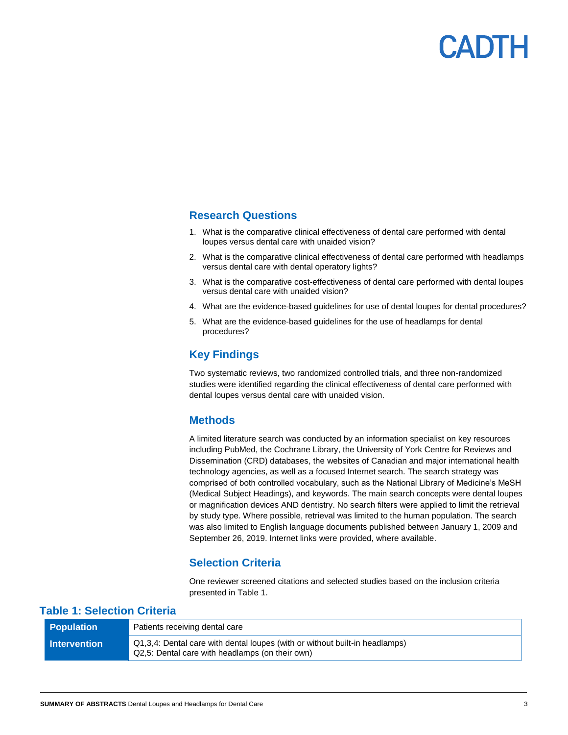## Research Questions

1. What is the comparative clinical effectiveness of dental care performed with dental loupes versus dental care with unaided vision?
2. What is the comparative clinical effectiveness of dental care performed with headlamps versus dental care with dental operatory lights?
3. What is the comparative cost-effectiveness of dental care performed with dental loupes versus dental care with unaided vision?
4. What are the evidence-based guidelines for use of dental loupes for dental procedures?
5. What are the evidence-based guidelines for the use of headlamps for dental procedures?

## Key Findings

Two systematic reviews, two randomized controlled trials, and three non-randomized studies were identified regarding the clinical effectiveness of dental care performed with dental loupes versus dental care with unaided vision.

## Methods

A limited literature search was conducted by an information specialist on key resources including PubMed, the Cochrane Library, the University of York Centre for Reviews and Dissemination (CRD) databases, the websites of Canadian and major international health technology agencies, as well as a focused Internet search. The search strategy was comprised of both controlled vocabulary, such as the National Library of Medicine's MeSH (Medical Subject Headings), and keywords. The main search concepts were dental loupes or magnification devices AND dentistry. No search filters were applied to limit the retrieval by study type. Where possible, retrieval was limited to the human population. The search was also limited to English language documents published between January 1, 2009 and September 26, 2019. Internet links were provided, where available.

## Selection Criteria

One reviewer screened citations and selected studies based on the inclusion criteria presented in Table 1.

### Table 1: Selection Criteria

| | |
|---|---|
| **Population** | Patients receiving dental care |
| **Intervention** | Q1,3,4: Dental care with dental loupes (with or without built-in headlamps)<br>Q2,5: Dental care with headlamps (on their own) |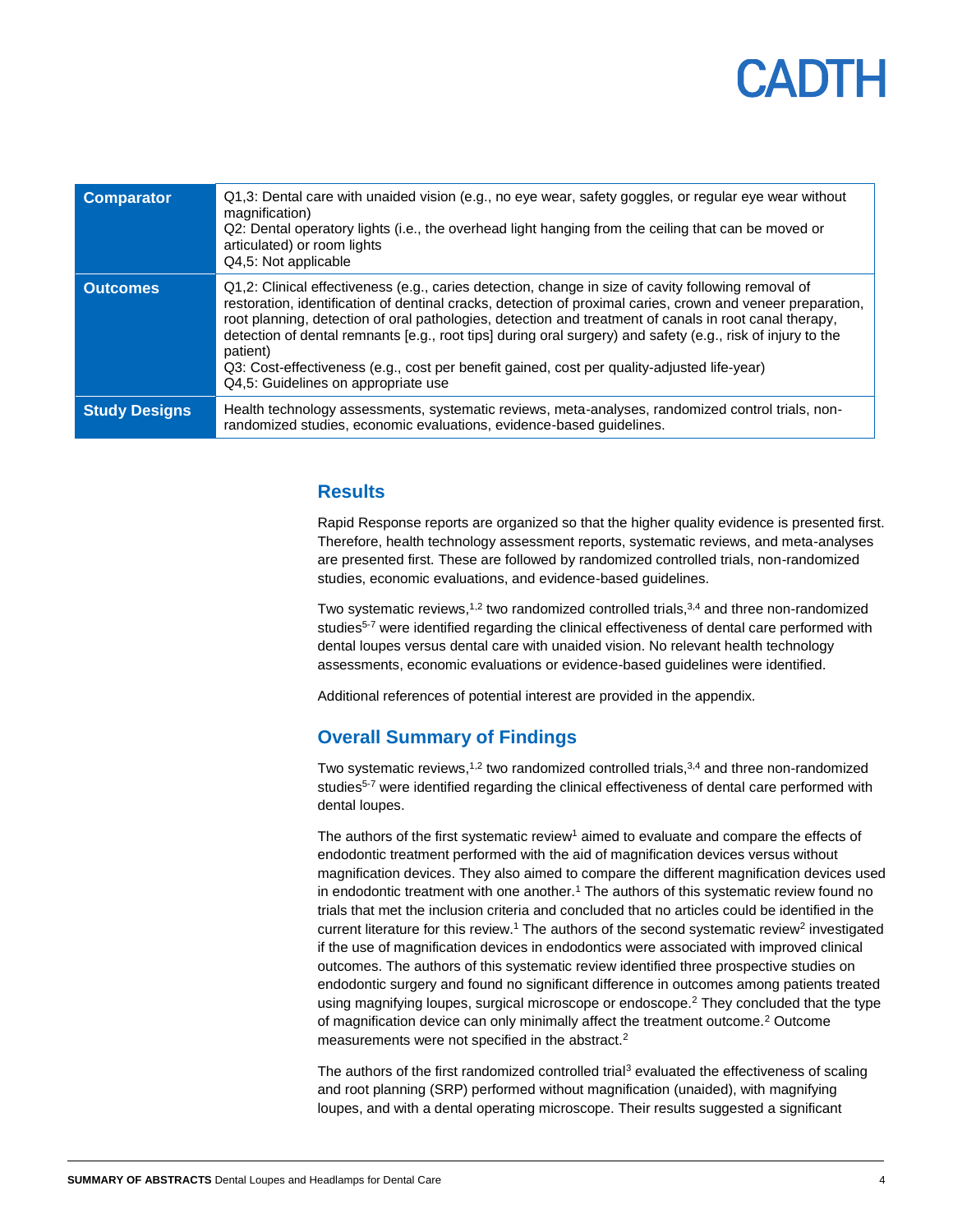| Comparator | Q1,3: Dental care with unaided vision (e.g., no eye wear, safety goggles, or regular eye wear without magnification)<br>Q2: Dental operatory lights (i.e., the overhead light hanging from the ceiling that can be moved or articulated) or room lights<br>Q4,5: Not applicable |
|---|---|
| **Outcomes** | Q1,2: Clinical effectiveness (e.g., caries detection, change in size of cavity following removal of restoration, identification of dentinal cracks, detection of proximal caries, crown and veneer preparation, root planning, detection of oral pathologies, detection and treatment of canals in root canal therapy, detection of dental remnants [e.g., root tips] during oral surgery) and safety (e.g., risk of injury to the patient)<br>Q3: Cost-effectiveness (e.g., cost per benefit gained, cost per quality-adjusted life-year)<br>Q4,5: Guidelines on appropriate use |
| **Study Designs** | Health technology assessments, systematic reviews, meta-analyses, randomized control trials, non-randomized studies, economic evaluations, evidence-based guidelines. |

## Results

Rapid Response reports are organized so that the higher quality evidence is presented first. Therefore, health technology assessment reports, systematic reviews, and meta-analyses are presented first. These are followed by randomized controlled trials, non-randomized studies, economic evaluations, and evidence-based guidelines.

Two systematic reviews,[1,2] two randomized controlled trials,[3,4] and three non-randomized studies[5-7] were identified regarding the clinical effectiveness of dental care performed with dental loupes versus dental care with unaided vision. No relevant health technology assessments, economic evaluations or evidence-based guidelines were identified.

Additional references of potential interest are provided in the appendix.

## Overall Summary of Findings

Two systematic reviews,[1,2] two randomized controlled trials,[3,4] and three non-randomized studies[5-7] were identified regarding the clinical effectiveness of dental care performed with dental loupes.

The authors of the first systematic review[1] aimed to evaluate and compare the effects of endodontic treatment performed with the aid of magnification devices versus without magnification devices. They also aimed to compare the different magnification devices used in endodontic treatment with one another.[1] The authors of this systematic review found no trials that met the inclusion criteria and concluded that no articles could be identified in the current literature for this review.[1] The authors of the second systematic review[2] investigated if the use of magnification devices in endodontics were associated with improved clinical outcomes. The authors of this systematic review identified three prospective studies on endodontic surgery and found no significant difference in outcomes among patients treated using magnifying loupes, surgical microscope or endoscope.[2] They concluded that the type of magnification device can only minimally affect the treatment outcome.[2] Outcome measurements were not specified in the abstract.[2]

The authors of the first randomized controlled trial[3] evaluated the effectiveness of scaling and root planning (SRP) performed without magnification (unaided), with magnifying loupes, and with a dental operating microscope. Their results suggested a significant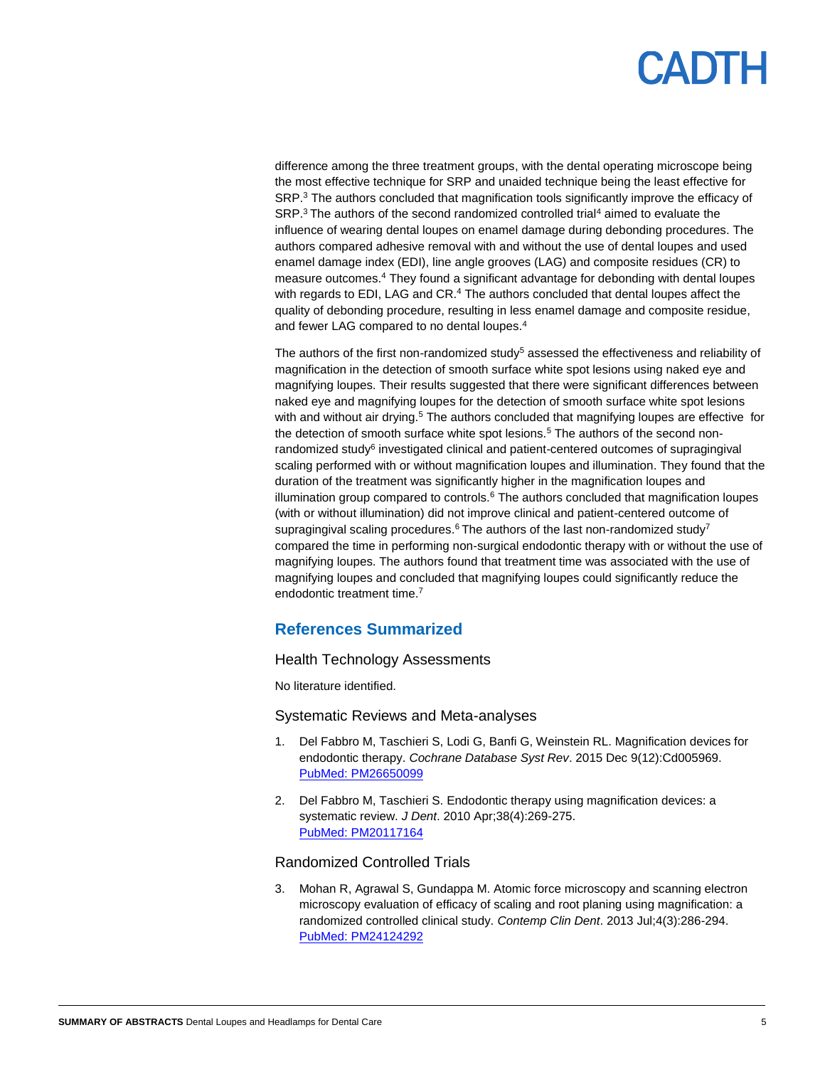difference among the three treatment groups, with the dental operating microscope being the most effective technique for SRP and unaided technique being the least effective for SRP.[3] The authors concluded that magnification tools significantly improve the efficacy of SRP.[3] The authors of the second randomized controlled trial[4] aimed to evaluate the influence of wearing dental loupes on enamel damage during debonding procedures. The authors compared adhesive removal with and without the use of dental loupes and used enamel damage index (EDI), line angle grooves (LAG) and composite residues (CR) to measure outcomes.[4] They found a significant advantage for debonding with dental loupes with regards to EDI, LAG and CR.[4] The authors concluded that dental loupes affect the quality of debonding procedure, resulting in less enamel damage and composite residue, and fewer LAG compared to no dental loupes.[4]

The authors of the first non-randomized study[5] assessed the effectiveness and reliability of magnification in the detection of smooth surface white spot lesions using naked eye and magnifying loupes. Their results suggested that there were significant differences between naked eye and magnifying loupes for the detection of smooth surface white spot lesions with and without air drying.[5] The authors concluded that magnifying loupes are effective for the detection of smooth surface white spot lesions.[5] The authors of the second non-randomized study[6] investigated clinical and patient-centered outcomes of supragingival scaling performed with or without magnification loupes and illumination. They found that the duration of the treatment was significantly higher in the magnification loupes and illumination group compared to controls.[6] The authors concluded that magnification loupes (with or without illumination) did not improve clinical and patient-centered outcome of supragingival scaling procedures.[6] The authors of the last non-randomized study[7] compared the time in performing non-surgical endodontic therapy with or without the use of magnifying loupes. The authors found that treatment time was associated with the use of magnifying loupes and concluded that magnifying loupes could significantly reduce the endodontic treatment time.[7]

## References Summarized

### Health Technology Assessments

No literature identified.

### Systematic Reviews and Meta-analyses

1. Del Fabbro M, Taschieri S, Lodi G, Banfi G, Weinstein RL. Magnification devices for endodontic therapy. *Cochrane Database Syst Rev*. 2015 Dec 9(12):Cd005969. PubMed: PM26650099

2. Del Fabbro M, Taschieri S. Endodontic therapy using magnification devices: a systematic review. *J Dent*. 2010 Apr;38(4):269-275. PubMed: PM20117164

### Randomized Controlled Trials

3. Mohan R, Agrawal S, Gundappa M. Atomic force microscopy and scanning electron microscopy evaluation of efficacy of scaling and root planing using magnification: a randomized controlled clinical study. *Contemp Clin Dent*. 2013 Jul;4(3):286-294. PubMed: PM24124292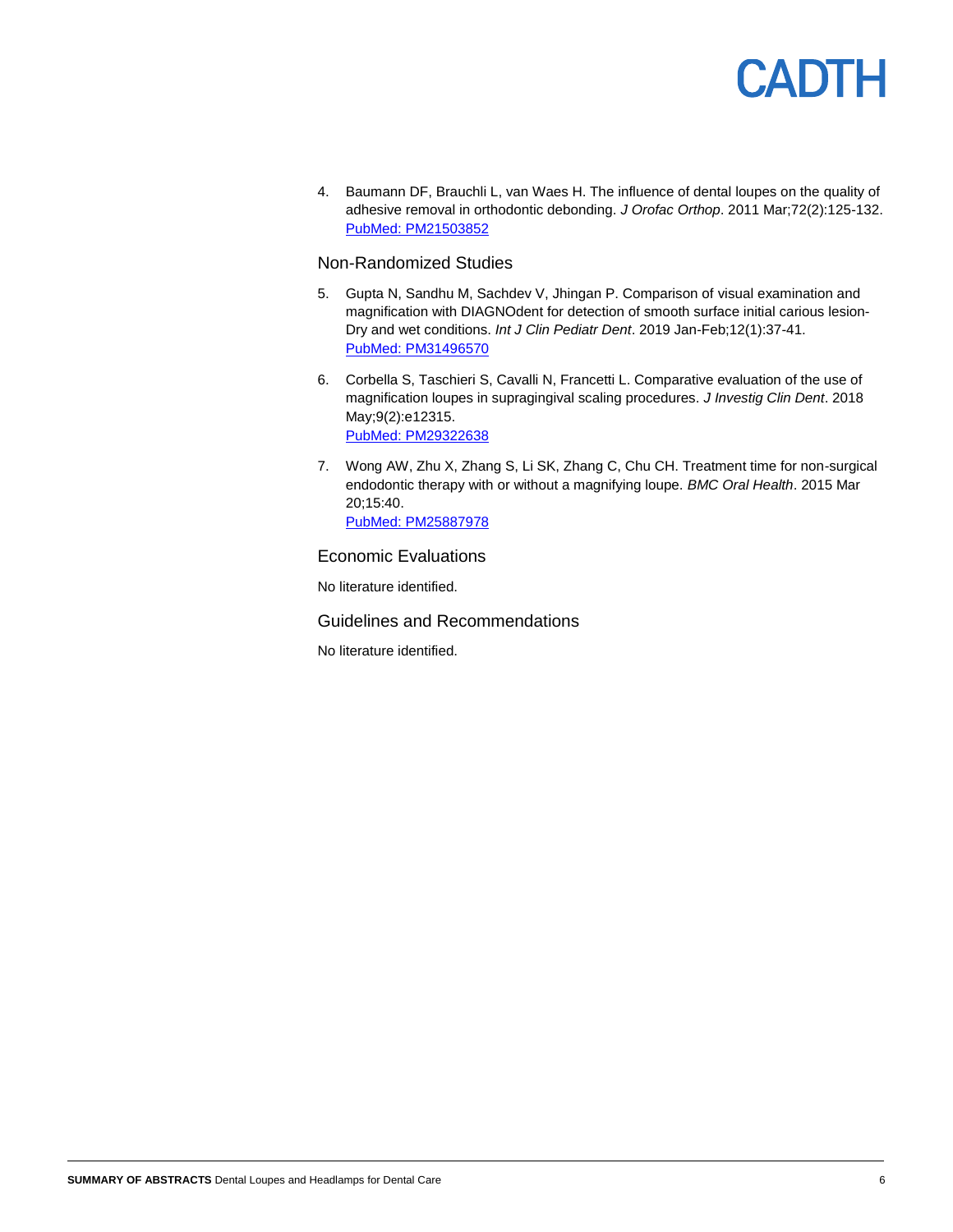4. Baumann DF, Brauchli L, van Waes H. The influence of dental loupes on the quality of adhesive removal in orthodontic debonding. *J Orofac Orthop*. 2011 Mar;72(2):125-132. [PubMed: PM21503852]

## Non-Randomized Studies

5. Gupta N, Sandhu M, Sachdev V, Jhingan P. Comparison of visual examination and magnification with DIAGNOdent for detection of smooth surface initial carious lesion-Dry and wet conditions. *Int J Clin Pediatr Dent*. 2019 Jan-Feb;12(1):37-41. [PubMed: PM31496570]

6. Corbella S, Taschieri S, Cavalli N, Francetti L. Comparative evaluation of the use of magnification loupes in supragingival scaling procedures. *J Investig Clin Dent*. 2018 May;9(2):e12315. [PubMed: PM29322638]

7. Wong AW, Zhu X, Zhang S, Li SK, Zhang C, Chu CH. Treatment time for non-surgical endodontic therapy with or without a magnifying loupe. *BMC Oral Health*. 2015 Mar 20;15:40. [PubMed: PM25887978]

## Economic Evaluations

No literature identified.

## Guidelines and Recommendations

No literature identified.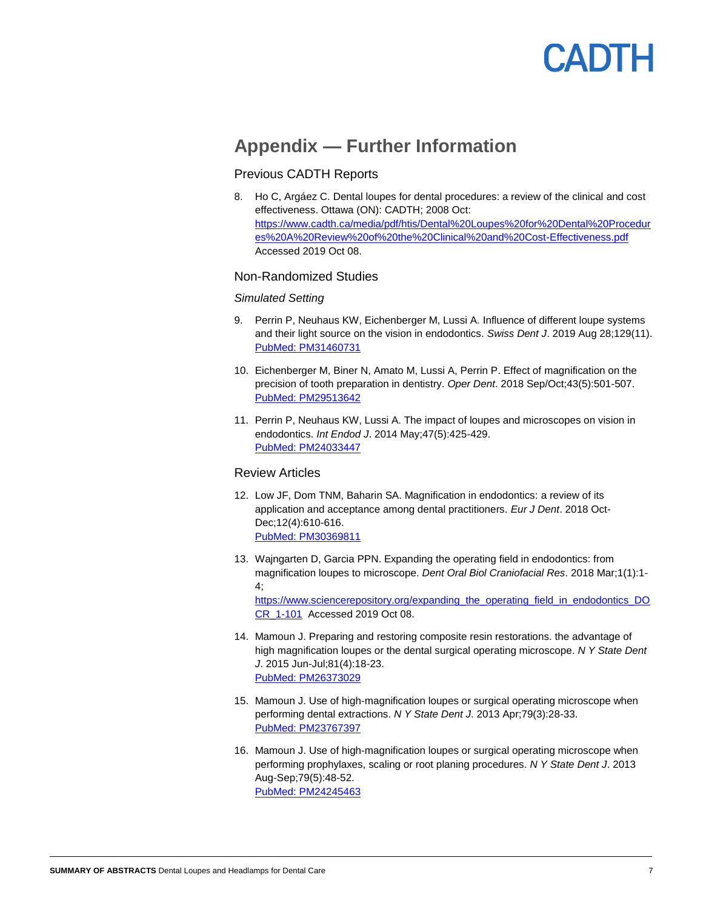## Appendix — Further Information

### Previous CADTH Reports

8. Ho C, Argáez C. Dental loupes for dental procedures: a review of the clinical and cost effectiveness. Ottawa (ON): CADTH; 2008 Oct: https://www.cadth.ca/media/pdf/htis/Dental%20Loupes%20for%20Dental%20Procedures%20A%20Review%20of%20the%20Clinical%20and%20Cost-Effectiveness.pdf Accessed 2019 Oct 08.

### Non-Randomized Studies

*Simulated Setting*

9. Perrin P, Neuhaus KW, Eichenberger M, Lussi A. Influence of different loupe systems and their light source on the vision in endodontics. *Swiss Dent J*. 2019 Aug 28;129(11). PubMed: PM31460731

10. Eichenberger M, Biner N, Amato M, Lussi A, Perrin P. Effect of magnification on the precision of tooth preparation in dentistry. *Oper Dent*. 2018 Sep/Oct;43(5):501-507. PubMed: PM29513642

11. Perrin P, Neuhaus KW, Lussi A. The impact of loupes and microscopes on vision in endodontics. *Int Endod J*. 2014 May;47(5):425-429. PubMed: PM24033447

### Review Articles

12. Low JF, Dom TNM, Baharin SA. Magnification in endodontics: a review of its application and acceptance among dental practitioners. *Eur J Dent*. 2018 Oct-Dec;12(4):610-616. PubMed: PM30369811

13. Wajngarten D, Garcia PPN. Expanding the operating field in endodontics: from magnification loupes to microscope. *Dent Oral Biol Craniofacial Res*. 2018 Mar;1(1):1-4; https://www.sciencerepository.org/expanding_the_operating_field_in_endodontics_DOCR_1-101 Accessed 2019 Oct 08.

14. Mamoun J. Preparing and restoring composite resin restorations. the advantage of high magnification loupes or the dental surgical operating microscope. *N Y State Dent J*. 2015 Jun-Jul;81(4):18-23. PubMed: PM26373029

15. Mamoun J. Use of high-magnification loupes or surgical operating microscope when performing dental extractions. *N Y State Dent J*. 2013 Apr;79(3):28-33. PubMed: PM23767397

16. Mamoun J. Use of high-magnification loupes or surgical operating microscope when performing prophylaxes, scaling or root planing procedures. *N Y State Dent J*. 2013 Aug-Sep;79(5):48-52. PubMed: PM24245463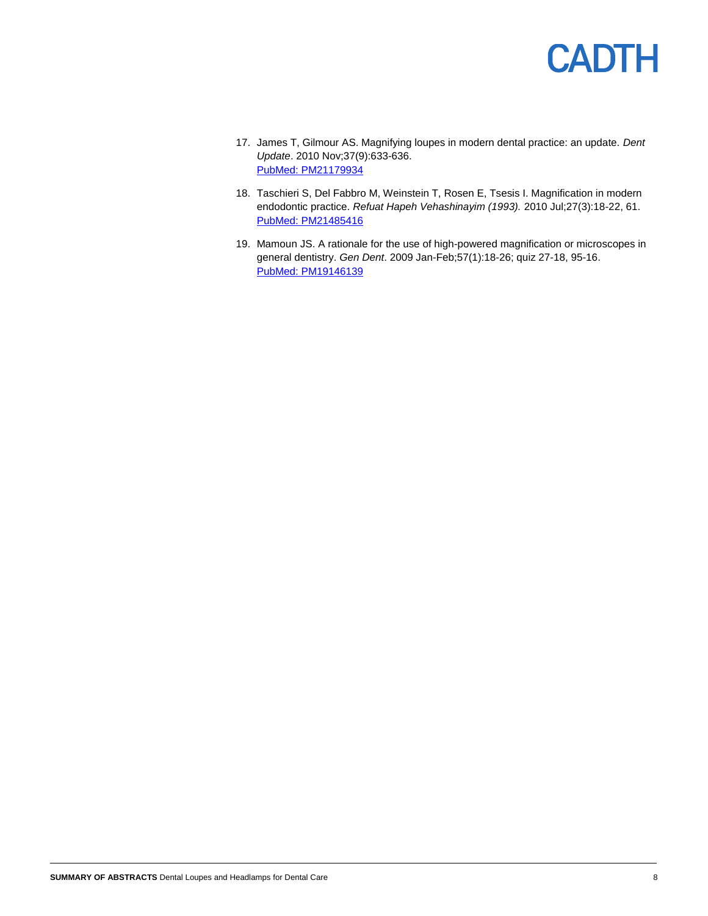17. James T, Gilmour AS. Magnifying loupes in modern dental practice: an update. *Dent Update*. 2010 Nov;37(9):633-636.
    PubMed: PM21179934

18. Taschieri S, Del Fabbro M, Weinstein T, Rosen E, Tsesis I. Magnification in modern endodontic practice. *Refuat Hapeh Vehashinayim (1993).* 2010 Jul;27(3):18-22, 61.
    PubMed: PM21485416

19. Mamoun JS. A rationale for the use of high-powered magnification or microscopes in general dentistry. *Gen Dent*. 2009 Jan-Feb;57(1):18-26; quiz 27-18, 95-16.
    PubMed: PM19146139